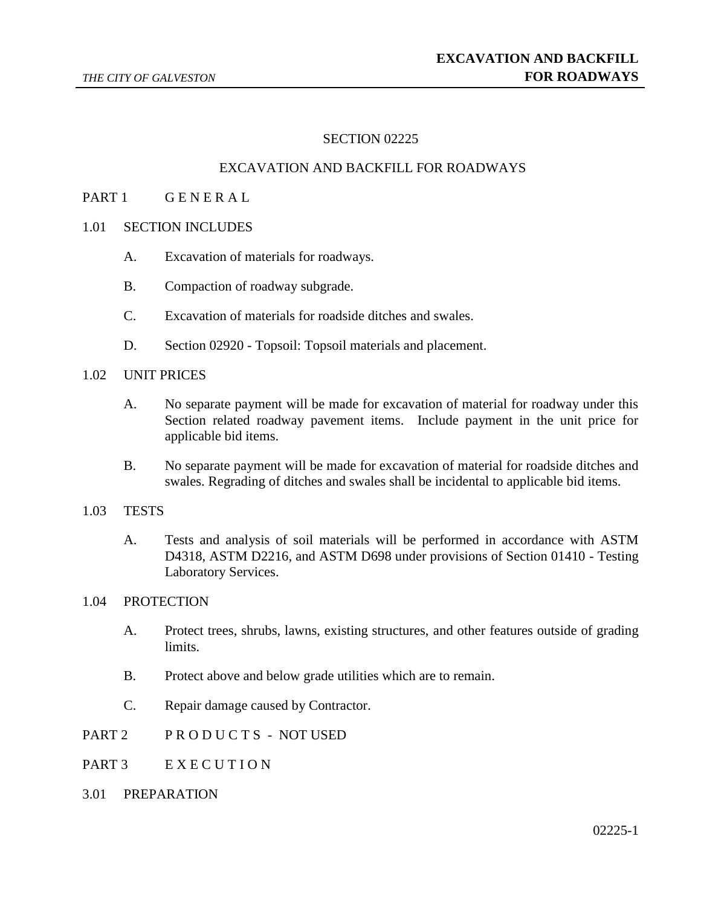# SECTION 02225

# EXCAVATION AND BACKFILL FOR ROADWAYS

## PART 1 G E N E R A L

### 1.01 SECTION INCLUDES

A. Excavation of materials for roadways.

B. Compaction of roadway subgrade.

C. Excavation of materials for roadside ditches and swales.

D. Section 02920 - Topsoil: Topsoil materials and placement.

### 1.02 UNIT PRICES

A. No separate payment will be made for excavation of material for roadway under this Section related roadway pavement items. Include payment in the unit price for applicable bid items.

B. No separate payment will be made for excavation of material for roadside ditches and swales. Regrading of ditches and swales shall be incidental to applicable bid items.

### 1.03 TESTS

A. Tests and analysis of soil materials will be performed in accordance with ASTM D4318, ASTM D2216, and ASTM D698 under provisions of Section 01410 - Testing Laboratory Services.

### 1.04 PROTECTION

A. Protect trees, shrubs, lawns, existing structures, and other features outside of grading limits.

B. Protect above and below grade utilities which are to remain.

C. Repair damage caused by Contractor.

## PART 2 P R O D U C T S - NOT USED

## PART 3 E X E C U T I O N

### 3.01 PREPARATION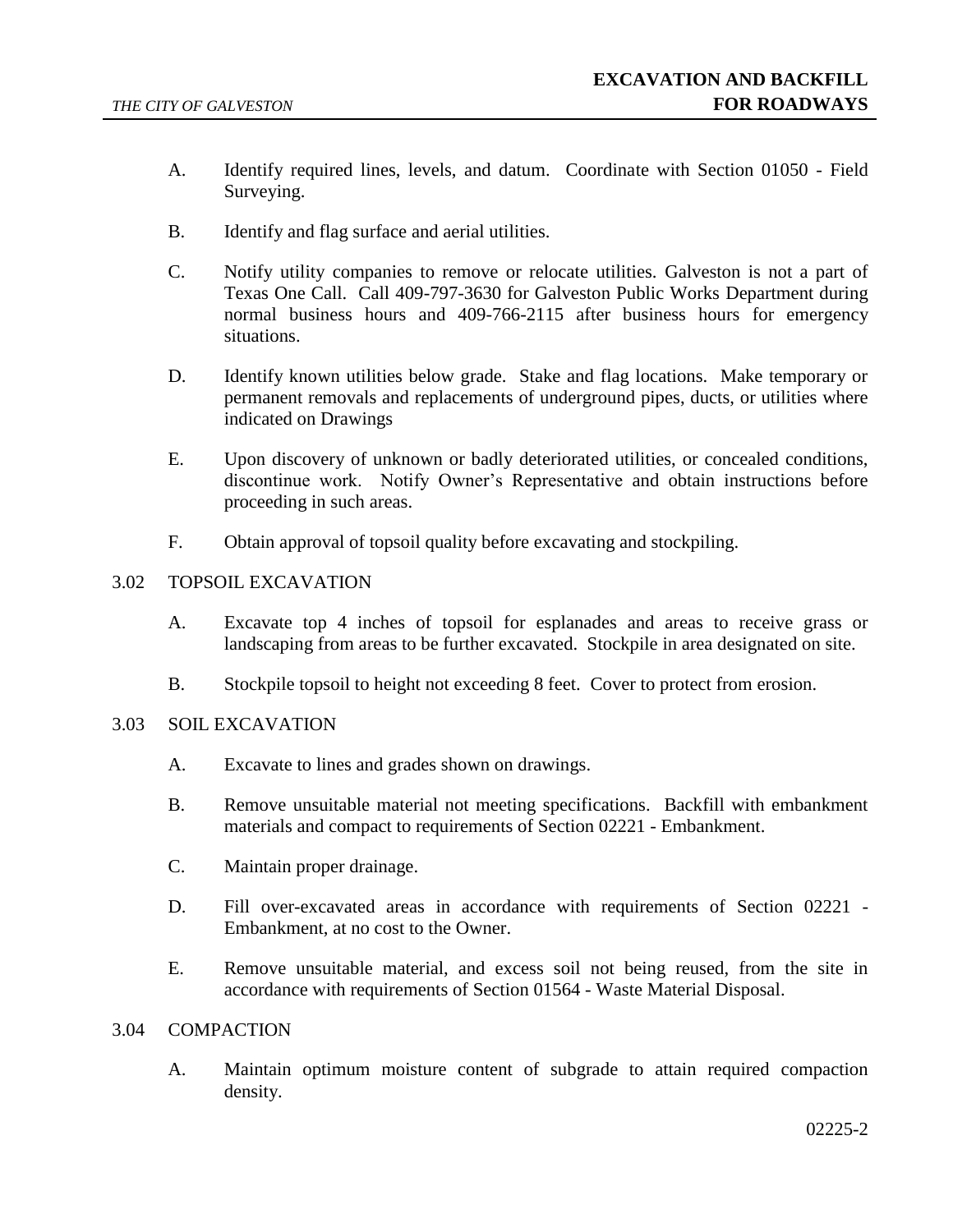A. Identify required lines, levels, and datum. Coordinate with Section 01050 - Field Surveying.

B. Identify and flag surface and aerial utilities.

C. Notify utility companies to remove or relocate utilities. Galveston is not a part of Texas One Call. Call 409-797-3630 for Galveston Public Works Department during normal business hours and 409-766-2115 after business hours for emergency situations.

D. Identify known utilities below grade. Stake and flag locations. Make temporary or permanent removals and replacements of underground pipes, ducts, or utilities where indicated on Drawings

E. Upon discovery of unknown or badly deteriorated utilities, or concealed conditions, discontinue work. Notify Owner's Representative and obtain instructions before proceeding in such areas.

F. Obtain approval of topsoil quality before excavating and stockpiling.

## 3.02 TOPSOIL EXCAVATION

A. Excavate top 4 inches of topsoil for esplanades and areas to receive grass or landscaping from areas to be further excavated. Stockpile in area designated on site.

B. Stockpile topsoil to height not exceeding 8 feet. Cover to protect from erosion.

## 3.03 SOIL EXCAVATION

A. Excavate to lines and grades shown on drawings.

B. Remove unsuitable material not meeting specifications. Backfill with embankment materials and compact to requirements of Section 02221 - Embankment.

C. Maintain proper drainage.

D. Fill over-excavated areas in accordance with requirements of Section 02221 - Embankment, at no cost to the Owner.

E. Remove unsuitable material, and excess soil not being reused, from the site in accordance with requirements of Section 01564 - Waste Material Disposal.

## 3.04 COMPACTION

A. Maintain optimum moisture content of subgrade to attain required compaction density.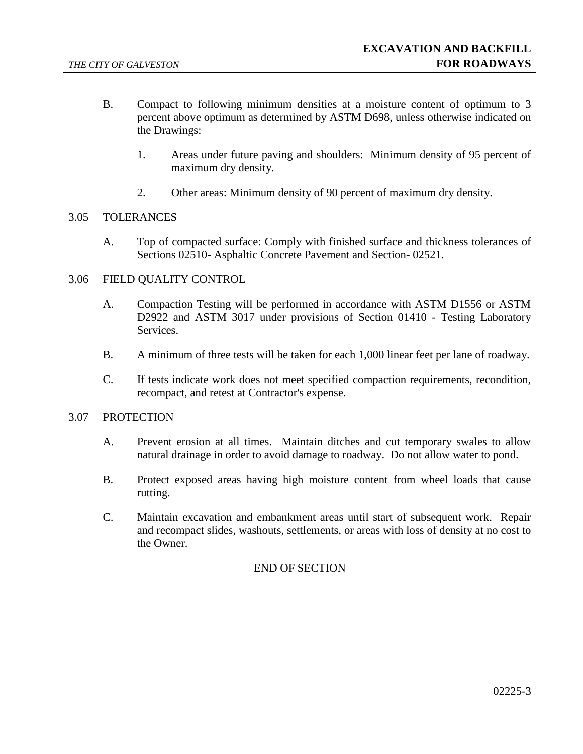B. Compact to following minimum densities at a moisture content of optimum to 3 percent above optimum as determined by ASTM D698, unless otherwise indicated on the Drawings:

   1. Areas under future paving and shoulders: Minimum density of 95 percent of maximum dry density.

   2. Other areas: Minimum density of 90 percent of maximum dry density.

## 3.05 TOLERANCES

A. Top of compacted surface: Comply with finished surface and thickness tolerances of Sections 02510- Asphaltic Concrete Pavement and Section- 02521.

## 3.06 FIELD QUALITY CONTROL

A. Compaction Testing will be performed in accordance with ASTM D1556 or ASTM D2922 and ASTM 3017 under provisions of Section 01410 - Testing Laboratory Services.

B. A minimum of three tests will be taken for each 1,000 linear feet per lane of roadway.

C. If tests indicate work does not meet specified compaction requirements, recondition, recompact, and retest at Contractor's expense.

## 3.07 PROTECTION

A. Prevent erosion at all times. Maintain ditches and cut temporary swales to allow natural drainage in order to avoid damage to roadway. Do not allow water to pond.

B. Protect exposed areas having high moisture content from wheel loads that cause rutting.

C. Maintain excavation and embankment areas until start of subsequent work. Repair and recompact slides, washouts, settlements, or areas with loss of density at no cost to the Owner.

END OF SECTION